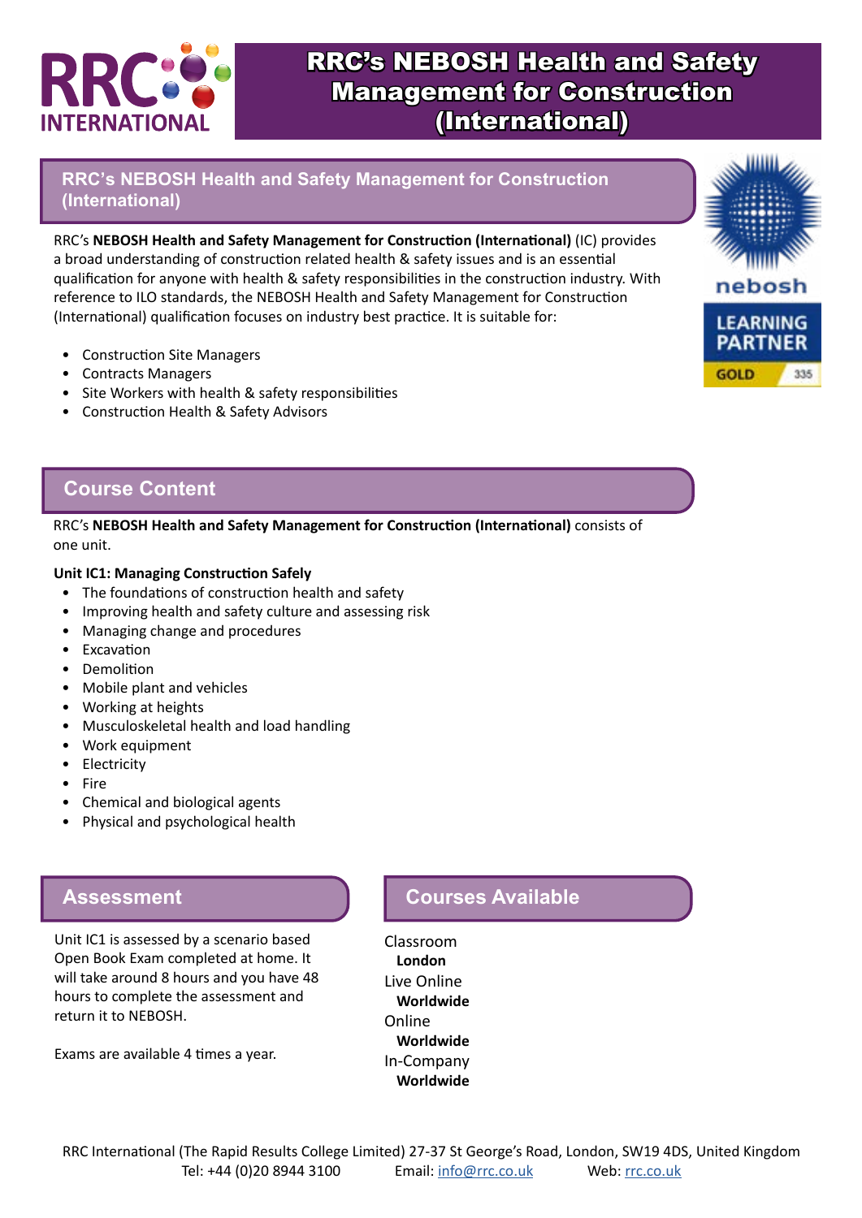# RRC's NEBOSH Health and Safety Management for Construction (International)

## RRC's NEBOSH Health and Safety Management for Construction (International)

RRC's **NEBOSH Health and Safety Management for Construction (International)** (IC) provides a broad understanding of construction related health & safety issues and is an essential qualification for anyone with health & safety responsibilities in the construction industry. With reference to ILO standards, the NEBOSH Health and Safety Management for Construction (International) qualification focuses on industry best practice. It is suitable for:

- Construction Site Managers
- Contracts Managers
- Site Workers with health & safety responsibilities
- Construction Health & Safety Advisors

## Course Content

RRC's **NEBOSH Health and Safety Management for Construction (International)** consists of one unit.

**Unit IC1: Managing Construction Safely**

- The foundations of construction health and safety
- Improving health and safety culture and assessing risk
- Managing change and procedures
- Excavation
- Demolition
- Mobile plant and vehicles
- Working at heights
- Musculoskeletal health and load handling
- Work equipment
- Electricity
- Fire
- Chemical and biological agents
- Physical and psychological health

## Assessment

Unit IC1 is assessed by a scenario based Open Book Exam completed at home. It will take around 8 hours and you have 48 hours to complete the assessment and return it to NEBOSH.

Exams are available 4 times a year.

## Courses Available

Classroom
**London**

Live Online
**Worldwide**

Online
**Worldwide**

In-Company
**Worldwide**

RRC International (The Rapid Results College Limited) 27-37 St George's Road, London, SW19 4DS, United Kingdom
Tel: +44 (0)20 8944 3100 Email: info@rrc.co.uk Web: rrc.co.uk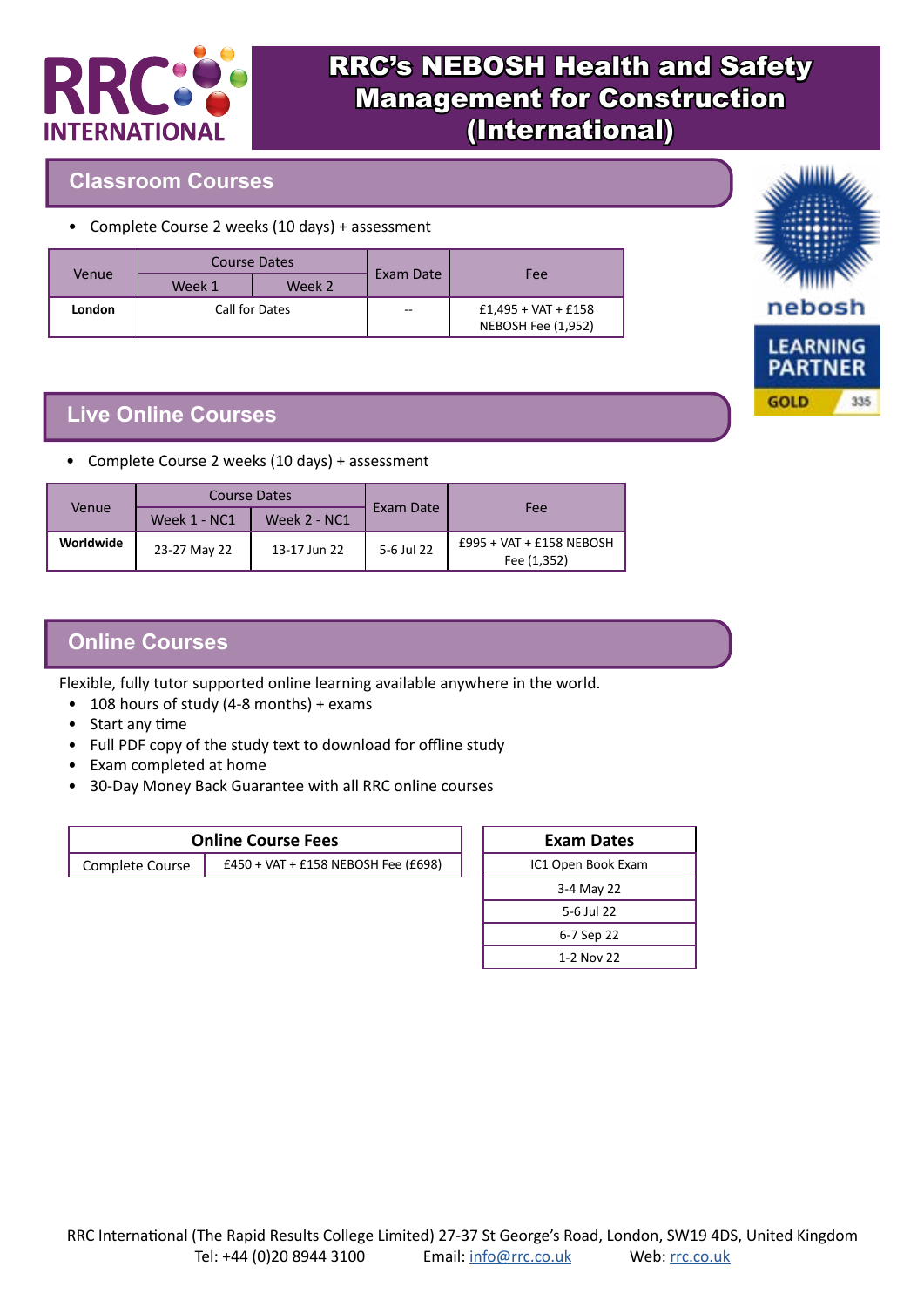# RRC's NEBOSH Health and Safety Management for Construction (International)

## Classroom Courses

- Complete Course 2 weeks (10 days) + assessment

| Venue | Course Dates | | Exam Date | Fee |
|---|---|---|---|---|
| | Week 1 | Week 2 | | |
| **London** | Call for Dates | | -- | £1,495 + VAT + £158 NEBOSH Fee (1,952) |

## Live Online Courses

- Complete Course 2 weeks (10 days) + assessment

| Venue | Course Dates | | Exam Date | Fee |
|---|---|---|---|---|
| | Week 1 - NC1 | Week 2 - NC1 | | |
| **Worldwide** | 23-27 May 22 | 13-17 Jun 22 | 5-6 Jul 22 | £995 + VAT + £158 NEBOSH Fee (1,352) |

## Online Courses

Flexible, fully tutor supported online learning available anywhere in the world.

- 108 hours of study (4-8 months) + exams
- Start any time
- Full PDF copy of the study text to download for offline study
- Exam completed at home
- 30-Day Money Back Guarantee with all RRC online courses

| Online Course Fees | |
|---|---|
| Complete Course | £450 + VAT + £158 NEBOSH Fee (£698) |

| Exam Dates |
|---|
| IC1 Open Book Exam |
| 3-4 May 22 |
| 5-6 Jul 22 |
| 6-7 Sep 22 |
| 1-2 Nov 22 |

RRC International (The Rapid Results College Limited) 27-37 St George's Road, London, SW19 4DS, United Kingdom
Tel: +44 (0)20 8944 3100 Email: info@rrc.co.uk Web: rrc.co.uk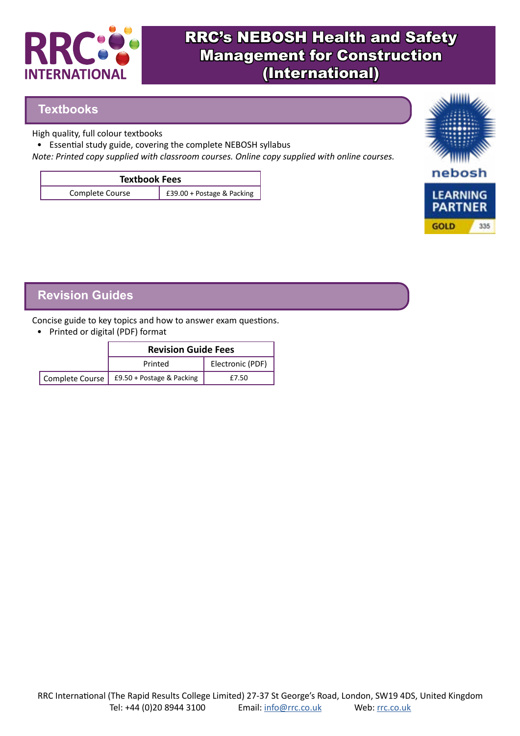# RRC's NEBOSH Health and Safety Management for Construction (International)

## Textbooks

High quality, full colour textbooks

- Essential study guide, covering the complete NEBOSH syllabus

*Note: Printed copy supplied with classroom courses. Online copy supplied with online courses.*

| Textbook Fees | |
|---|---|
| Complete Course | £39.00 + Postage & Packing |

## Revision Guides

Concise guide to key topics and how to answer exam questions.

- Printed or digital (PDF) format

| | Revision Guide Fees | |
|---|---|---|
| | Printed | Electronic (PDF) |
| Complete Course | £9.50 + Postage & Packing | £7.50 |

RRC International (The Rapid Results College Limited) 27-37 St George's Road, London, SW19 4DS, United Kingdom
Tel: +44 (0)20 8944 3100 Email: info@rrc.co.uk Web: rrc.co.uk